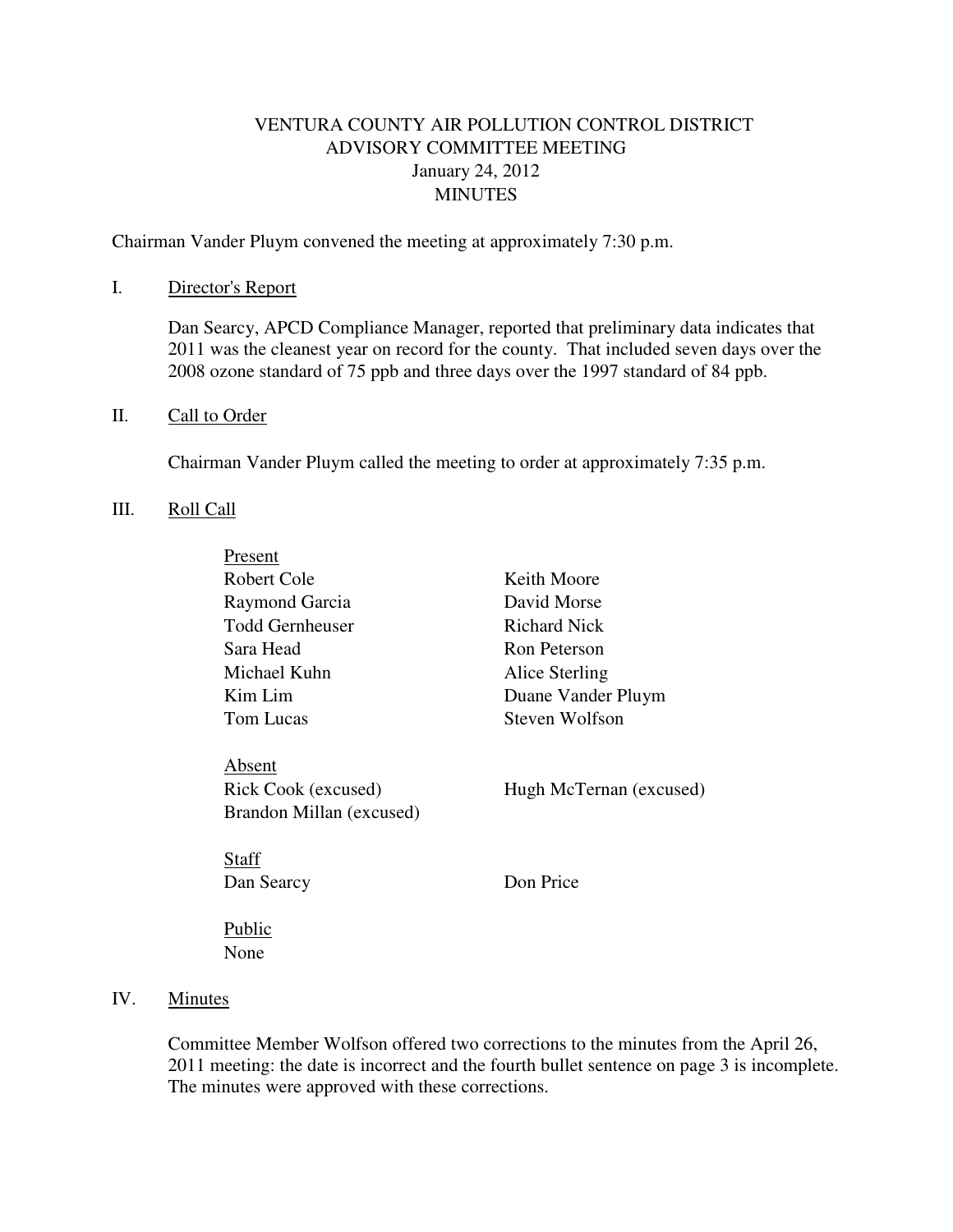# VENTURA COUNTY AIR POLLUTION CONTROL DISTRICT
## ADVISORY COMMITTEE MEETING
### January 24, 2012
### MINUTES

Chairman Vander Pluym convened the meeting at approximately 7:30 p.m.

I. Director's Report

Dan Searcy, APCD Compliance Manager, reported that preliminary data indicates that 2011 was the cleanest year on record for the county. That included seven days over the 2008 ozone standard of 75 ppb and three days over the 1997 standard of 84 ppb.

II. Call to Order

Chairman Vander Pluym called the meeting to order at approximately 7:35 p.m.

III. Roll Call

Present

Robert Cole
Raymond Garcia
Todd Gernheuser
Sara Head
Michael Kuhn
Kim Lim
Tom Lucas
Keith Moore
David Morse
Richard Nick
Ron Peterson
Alice Sterling
Duane Vander Pluym
Steven Wolfson

Absent

Rick Cook (excused)
Brandon Millan (excused)
Hugh McTernan (excused)

Staff

Dan Searcy
Don Price

Public

None

IV. Minutes

Committee Member Wolfson offered two corrections to the minutes from the April 26, 2011 meeting: the date is incorrect and the fourth bullet sentence on page 3 is incomplete. The minutes were approved with these corrections.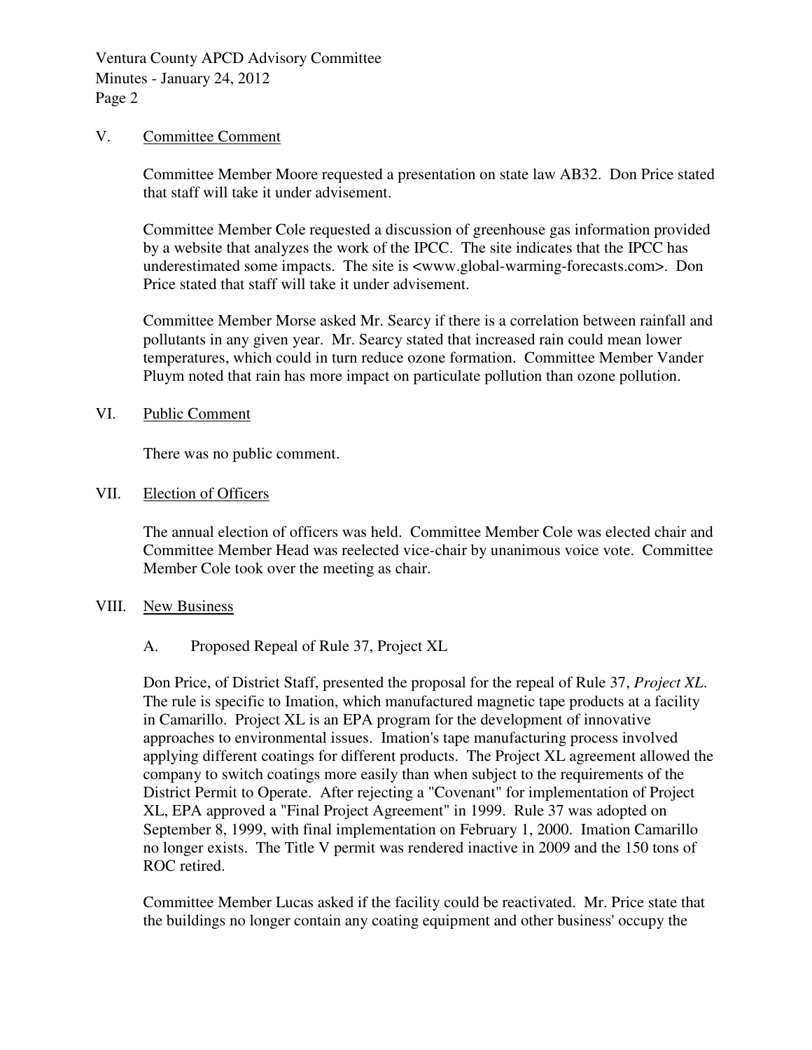## V. Committee Comment

Committee Member Moore requested a presentation on state law AB32. Don Price stated that staff will take it under advisement.

Committee Member Cole requested a discussion of greenhouse gas information provided by a website that analyzes the work of the IPCC. The site indicates that the IPCC has underestimated some impacts. The site is <www.global-warming-forecasts.com>. Don Price stated that staff will take it under advisement.

Committee Member Morse asked Mr. Searcy if there is a correlation between rainfall and pollutants in any given year. Mr. Searcy stated that increased rain could mean lower temperatures, which could in turn reduce ozone formation. Committee Member Vander Pluym noted that rain has more impact on particulate pollution than ozone pollution.

## VI. Public Comment

There was no public comment.

## VII. Election of Officers

The annual election of officers was held. Committee Member Cole was elected chair and Committee Member Head was reelected vice-chair by unanimous voice vote. Committee Member Cole took over the meeting as chair.

## VIII. New Business

### A. Proposed Repeal of Rule 37, Project XL

Don Price, of District Staff, presented the proposal for the repeal of Rule 37, *Project XL*. The rule is specific to Imation, which manufactured magnetic tape products at a facility in Camarillo. Project XL is an EPA program for the development of innovative approaches to environmental issues. Imation's tape manufacturing process involved applying different coatings for different products. The Project XL agreement allowed the company to switch coatings more easily than when subject to the requirements of the District Permit to Operate. After rejecting a "Covenant" for implementation of Project XL, EPA approved a "Final Project Agreement" in 1999. Rule 37 was adopted on September 8, 1999, with final implementation on February 1, 2000. Imation Camarillo no longer exists. The Title V permit was rendered inactive in 2009 and the 150 tons of ROC retired.

Committee Member Lucas asked if the facility could be reactivated. Mr. Price state that the buildings no longer contain any coating equipment and other business' occupy the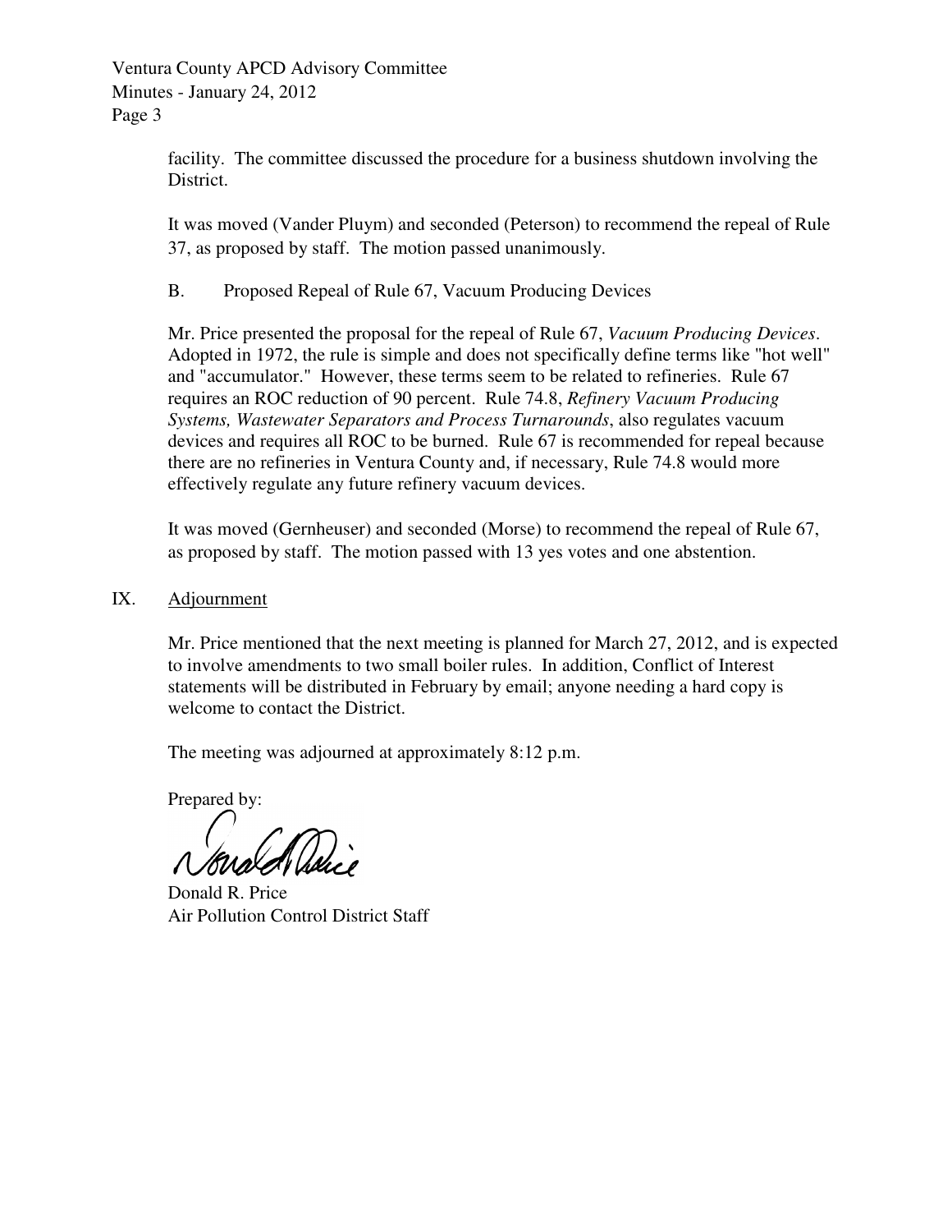facility. The committee discussed the procedure for a business shutdown involving the District.

It was moved (Vander Pluym) and seconded (Peterson) to recommend the repeal of Rule 37, as proposed by staff. The motion passed unanimously.

B. Proposed Repeal of Rule 67, Vacuum Producing Devices

Mr. Price presented the proposal for the repeal of Rule 67, *Vacuum Producing Devices*. Adopted in 1972, the rule is simple and does not specifically define terms like "hot well" and "accumulator." However, these terms seem to be related to refineries. Rule 67 requires an ROC reduction of 90 percent. Rule 74.8, *Refinery Vacuum Producing Systems, Wastewater Separators and Process Turnarounds*, also regulates vacuum devices and requires all ROC to be burned. Rule 67 is recommended for repeal because there are no refineries in Ventura County and, if necessary, Rule 74.8 would more effectively regulate any future refinery vacuum devices.

It was moved (Gernheuser) and seconded (Morse) to recommend the repeal of Rule 67, as proposed by staff. The motion passed with 13 yes votes and one abstention.

IX. Adjournment

Mr. Price mentioned that the next meeting is planned for March 27, 2012, and is expected to involve amendments to two small boiler rules. In addition, Conflict of Interest statements will be distributed in February by email; anyone needing a hard copy is welcome to contact the District.

The meeting was adjourned at approximately 8:12 p.m.

Prepared by:

Donald R. Price
Air Pollution Control District Staff